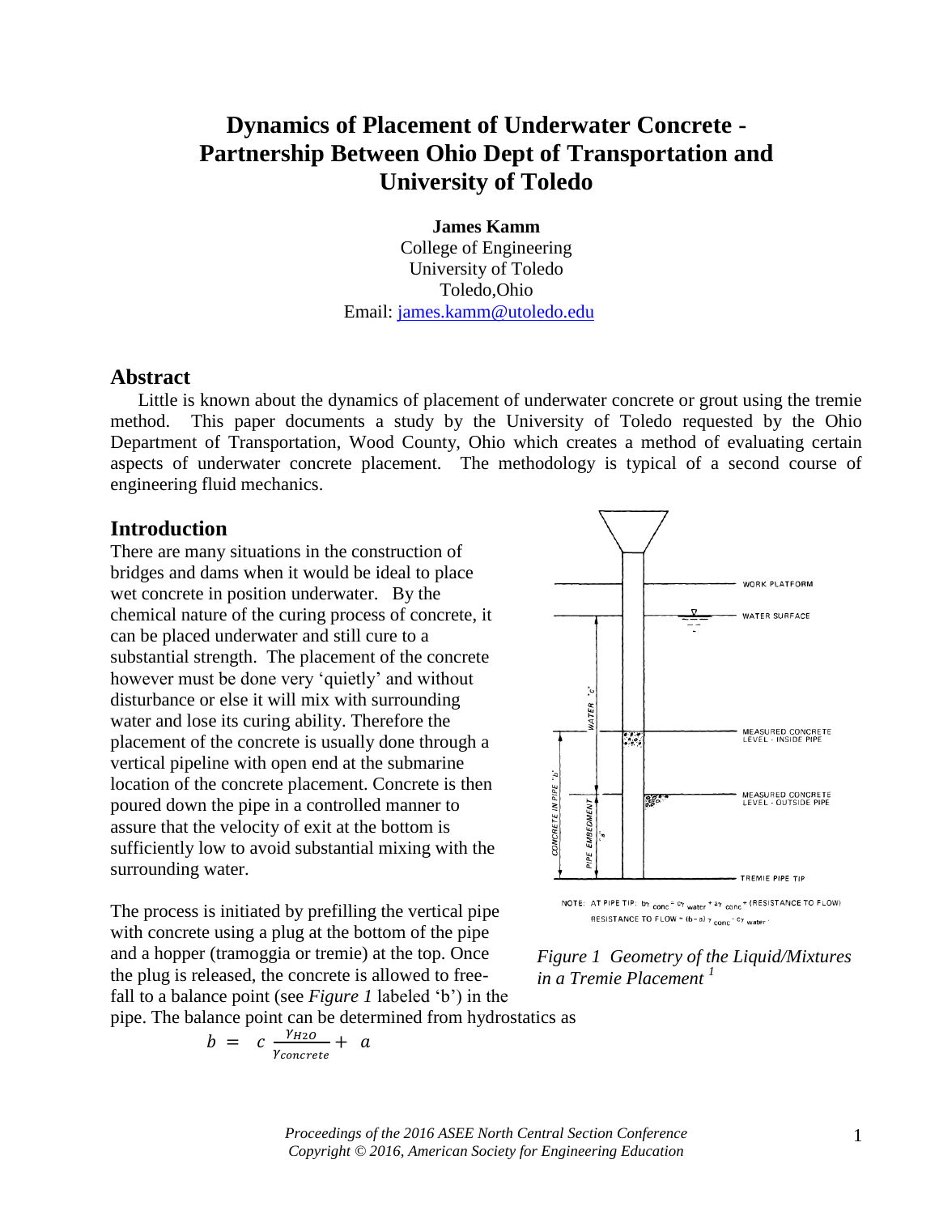# Dynamics of Placement of Underwater Concrete - Partnership Between Ohio Dept of Transportation and University of Toledo

**James Kamm**
College of Engineering
University of Toledo
Toledo,Ohio
Email: james.kamm@utoledo.edu

## Abstract

Little is known about the dynamics of placement of underwater concrete or grout using the tremie method. This paper documents a study by the University of Toledo requested by the Ohio Department of Transportation, Wood County, Ohio which creates a method of evaluating certain aspects of underwater concrete placement. The methodology is typical of a second course of engineering fluid mechanics.

## Introduction

There are many situations in the construction of bridges and dams when it would be ideal to place wet concrete in position underwater. By the chemical nature of the curing process of concrete, it can be placed underwater and still cure to a substantial strength. The placement of the concrete however must be done very 'quietly' and without disturbance or else it will mix with surrounding water and lose its curing ability. Therefore the placement of the concrete is usually done through a vertical pipeline with open end at the submarine location of the concrete placement. Concrete is then poured down the pipe in a controlled manner to assure that the velocity of exit at the bottom is sufficiently low to avoid substantial mixing with the surrounding water.

WORK PLATFORM

WATER SURFACE

WATER 'c'

MEASURED CONCRETE LEVEL - INSIDE PIPE

CONCRETE IN PIPE 'b'

MEASURED CONCRETE LEVEL - OUTSIDE PIPE

PIPE EMBEDMENT 'a'

TREMIE PIPE TIP

NOTE: AT PIPE TIP: $b\gamma_{conc} = c\gamma_{water} + a\gamma_{conc}$ + (RESISTANCE TO FLOW)
RESISTANCE TO FLOW = $(b-a)\gamma_{conc} - c\gamma_{water}$

*Figure 1 Geometry of the Liquid/Mixtures in a Tremie Placement* [1]

The process is initiated by prefilling the vertical pipe with concrete using a plug at the bottom of the pipe and a hopper (tramoggia or tremie) at the top. Once the plug is released, the concrete is allowed to free-fall to a balance point (see *Figure 1* labeled 'b') in the pipe. The balance point can be determined from hydrostatics as

$$b = c\,\frac{\gamma_{H2O}}{\gamma_{concrete}} + a$$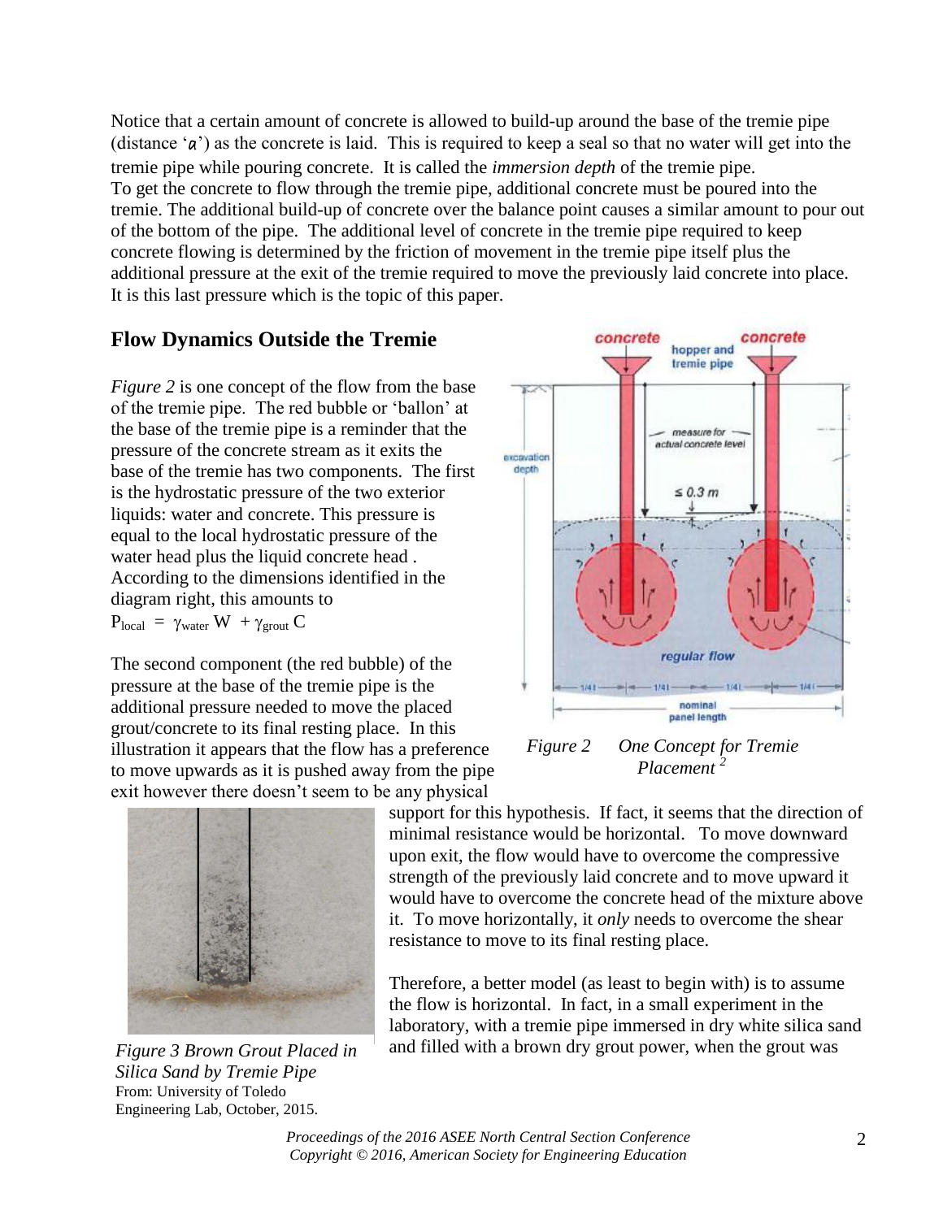Notice that a certain amount of concrete is allowed to build-up around the base of the tremie pipe (distance '*a*') as the concrete is laid. This is required to keep a seal so that no water will get into the tremie pipe while pouring concrete. It is called the *immersion depth* of the tremie pipe. To get the concrete to flow through the tremie pipe, additional concrete must be poured into the tremie. The additional build-up of concrete over the balance point causes a similar amount to pour out of the bottom of the pipe. The additional level of concrete in the tremie pipe required to keep concrete flowing is determined by the friction of movement in the tremie pipe itself plus the additional pressure at the exit of the tremie required to move the previously laid concrete into place. It is this last pressure which is the topic of this paper.

## Flow Dynamics Outside the Tremie

*Figure 2* is one concept of the flow from the base of the tremie pipe. The red bubble or 'ballon' at the base of the tremie pipe is a reminder that the pressure of the concrete stream as it exits the base of the tremie has two components. The first is the hydrostatic pressure of the two exterior liquids: water and concrete. This pressure is equal to the local hydrostatic pressure of the water head plus the liquid concrete head . According to the dimensions identified in the diagram right, this amounts to

$P_{local} = \gamma_{water} W + \gamma_{grout} C$

*Figure 2 One Concept for Tremie Placement* [2]

The second component (the red bubble) of the pressure at the base of the tremie pipe is the additional pressure needed to move the placed grout/concrete to its final resting place. In this illustration it appears that the flow has a preference to move upwards as it is pushed away from the pipe exit however there doesn't seem to be any physical support for this hypothesis. If fact, it seems that the direction of minimal resistance would be horizontal. To move downward upon exit, the flow would have to overcome the compressive strength of the previously laid concrete and to move upward it would have to overcome the concrete head of the mixture above it. To move horizontally, it *only* needs to overcome the shear resistance to move to its final resting place.

*Figure 3 Brown Grout Placed in Silica Sand by Tremie Pipe*
From: University of Toledo Engineering Lab, October, 2015.

Therefore, a better model (as least to begin with) is to assume the flow is horizontal. In fact, in a small experiment in the laboratory, with a tremie pipe immersed in dry white silica sand and filled with a brown dry grout power, when the grout was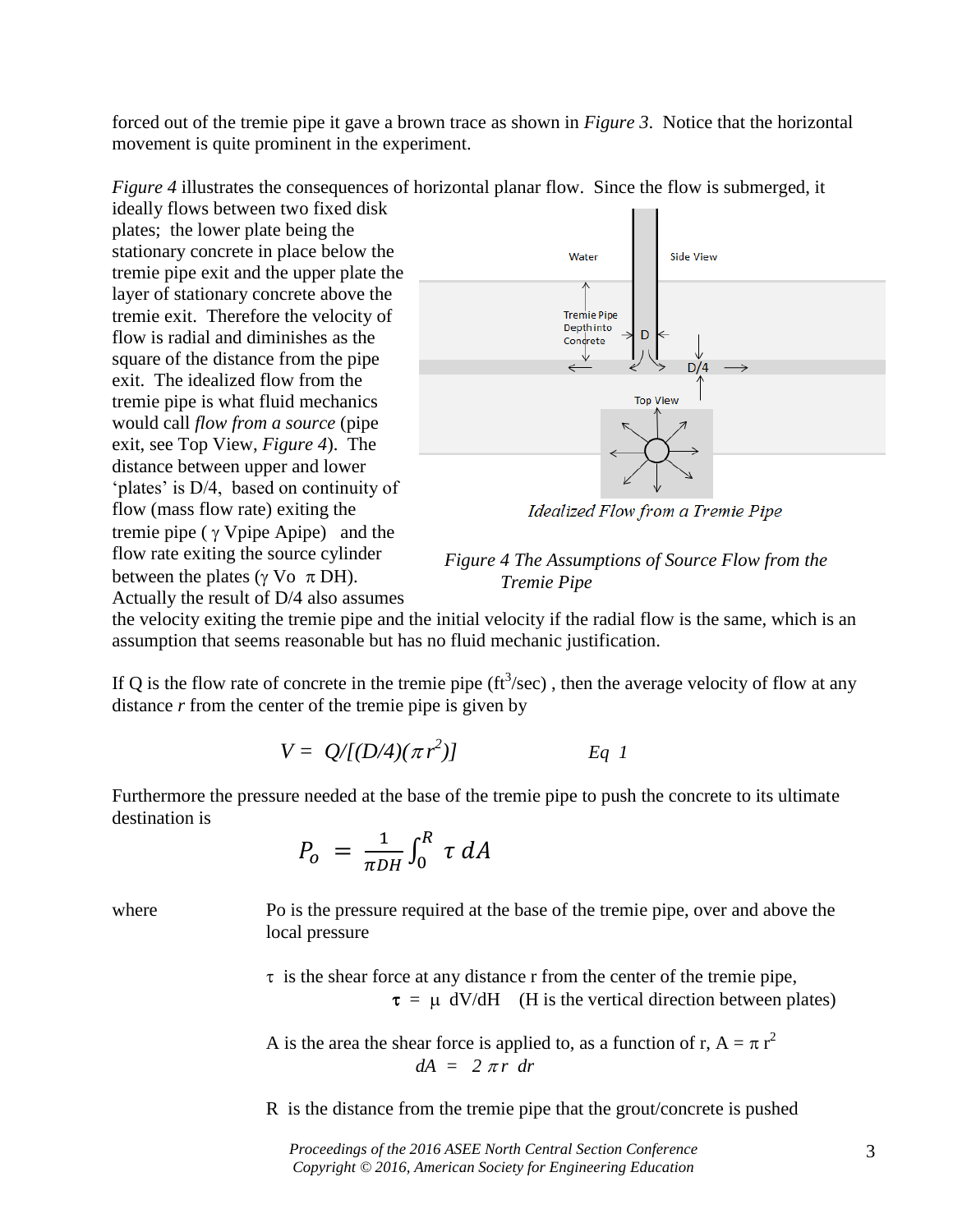forced out of the tremie pipe it gave a brown trace as shown in *Figure 3*. Notice that the horizontal movement is quite prominent in the experiment.

*Figure 4* illustrates the consequences of horizontal planar flow. Since the flow is submerged, it ideally flows between two fixed disk plates; the lower plate being the stationary concrete in place below the tremie pipe exit and the upper plate the layer of stationary concrete above the tremie exit. Therefore the velocity of flow is radial and diminishes as the square of the distance from the pipe exit. The idealized flow from the tremie pipe is what fluid mechanics would call *flow from a source* (pipe exit, see Top View, *Figure 4*). The distance between upper and lower 'plates' is D/4, based on continuity of flow (mass flow rate) exiting the tremie pipe ( $\gamma$ Vpipe Apipe) and the flow rate exiting the source cylinder between the plates ($\gamma$ Vo $\pi$ DH). Actually the result of D/4 also assumes the velocity exiting the tremie pipe and the initial velocity if the radial flow is the same, which is an assumption that seems reasonable but has no fluid mechanic justification.

*Idealized Flow from a Tremie Pipe*

*Figure 4 The Assumptions of Source Flow from the Tremie Pipe*

If Q is the flow rate of concrete in the tremie pipe ($ft^3$/sec) , then the average velocity of flow at any distance *r* from the center of the tremie pipe is given by

$$V = Q/[(D/4)(\pi r^2)] \qquad Eq\ 1$$

Furthermore the pressure needed at the base of the tremie pipe to push the concrete to its ultimate destination is

$$P_o = \frac{1}{\pi DH}\int_0^R \tau \, dA$$

where

Po is the pressure required at the base of the tremie pipe, over and above the local pressure

$\tau$ is the shear force at any distance r from the center of the tremie pipe,

$$\tau = \mu \ dV/dH \quad \text{(H is the vertical direction between plates)}$$

A is the area the shear force is applied to, as a function of r, $A = \pi r^2$

$$dA = 2\pi r \ dr$$

R is the distance from the tremie pipe that the grout/concrete is pushed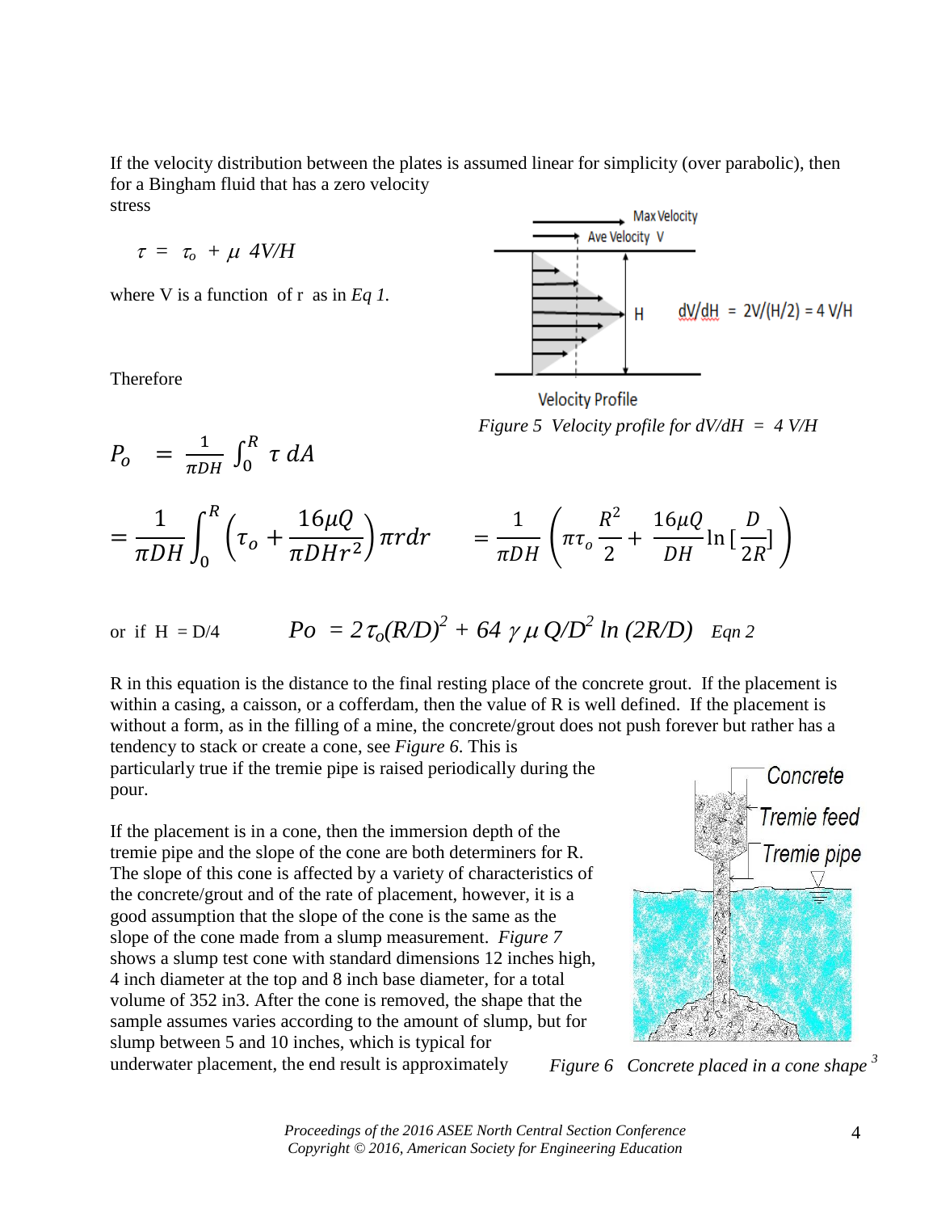If the velocity distribution between the plates is assumed linear for simplicity (over parabolic), then for a Bingham fluid that has a zero velocity stress

$$\tau = \tau_o + \mu \, 4V/H$$

where V is a function of r as in *Eq 1*.

Max Velocity

Ave Velocity V

H

$dV/dH = 2V/(H/2) = 4\,V/H$

Velocity Profile

*Figure 5 Velocity profile for dV/dH = 4 V/H*

Therefore

$$P_o = \frac{1}{\pi DH} \int_0^R \tau \, dA$$

$$= \frac{1}{\pi DH} \int_0^R \left(\tau_o + \frac{16\mu Q}{\pi DHr^2}\right) \pi r dr \qquad = \frac{1}{\pi DH} \left(\pi \tau_o \frac{R^2}{2} + \frac{16\mu Q}{DH} \ln\left[\frac{D}{2R}\right]\right)$$

or if H = D/4

$$Po = 2\tau_o (R/D)^2 + 64\,\gamma\,\mu\,Q/D^2 \ln(2R/D) \quad \textit{Eqn 2}$$

R in this equation is the distance to the final resting place of the concrete grout. If the placement is within a casing, a caisson, or a cofferdam, then the value of R is well defined. If the placement is without a form, as in the filling of a mine, the concrete/grout does not push forever but rather has a tendency to stack or create a cone, see *Figure 6*. This is particularly true if the tremie pipe is raised periodically during the pour.

If the placement is in a cone, then the immersion depth of the tremie pipe and the slope of the cone are both determiners for R. The slope of this cone is affected by a variety of characteristics of the concrete/grout and of the rate of placement, however, it is a good assumption that the slope of the cone is the same as the slope of the cone made from a slump measurement. *Figure 7* shows a slump test cone with standard dimensions 12 inches high, 4 inch diameter at the top and 8 inch base diameter, for a total volume of 352 in3. After the cone is removed, the shape that the sample assumes varies according to the amount of slump, but for slump between 5 and 10 inches, which is typical for underwater placement, the end result is approximately

Concrete

Tremie feed

Tremie pipe

*Figure 6 Concrete placed in a cone shape* [3]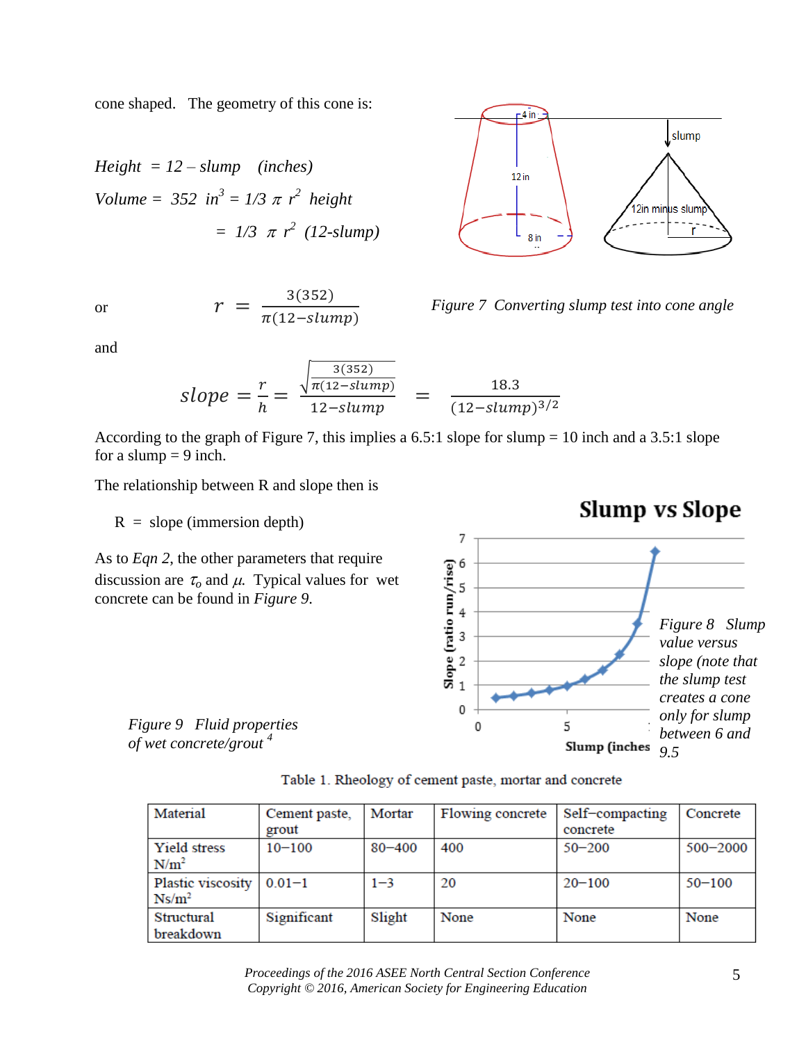cone shaped. The geometry of this cone is:

*Height* = 12 – *slump* (*inches*)

*Volume* = 352 $in^3$ = 1/3 $\pi$ $r^2$ *height*

= 1/3 $\pi$ $r^2$ (12-*slump*)

Figure 7 Converting slump test into cone angle

or

$$r = \frac{3(352)}{\pi(12 - slump)}$$

and

$$slope = \frac{r}{h} = \frac{\sqrt{\frac{3(352)}{\pi(12-slump)}}}{12-slump} = \frac{18.3}{(12-slump)^{3/2}}$$

According to the graph of Figure 7, this implies a 6.5:1 slope for slump = 10 inch and a 3.5:1 slope for a slump = 9 inch.

The relationship between R and slope then is

R = slope (immersion depth)

As to *Eqn 2*, the other parameters that require discussion are $\tau_o$ and $\mu$. Typical values for wet concrete can be found in *Figure 9*.

Figure 8 Slump value versus slope (note that the slump test creates a cone only for slump between 6 and 9.5

Figure 9 Fluid properties of wet concrete/grout [4]

Table 1. Rheology of cement paste, mortar and concrete

| Material | Cement paste, grout | Mortar | Flowing concrete | Self-compacting concrete | Concrete |
|---|---|---|---|---|---|
| Yield stress N/m$^2$ | 10–100 | 80–400 | 400 | 50–200 | 500–2000 |
| Plastic viscosity Ns/m$^2$ | 0.01–1 | 1–3 | 20 | 20–100 | 50–100 |
| Structural breakdown | Significant | Slight | None | None | None |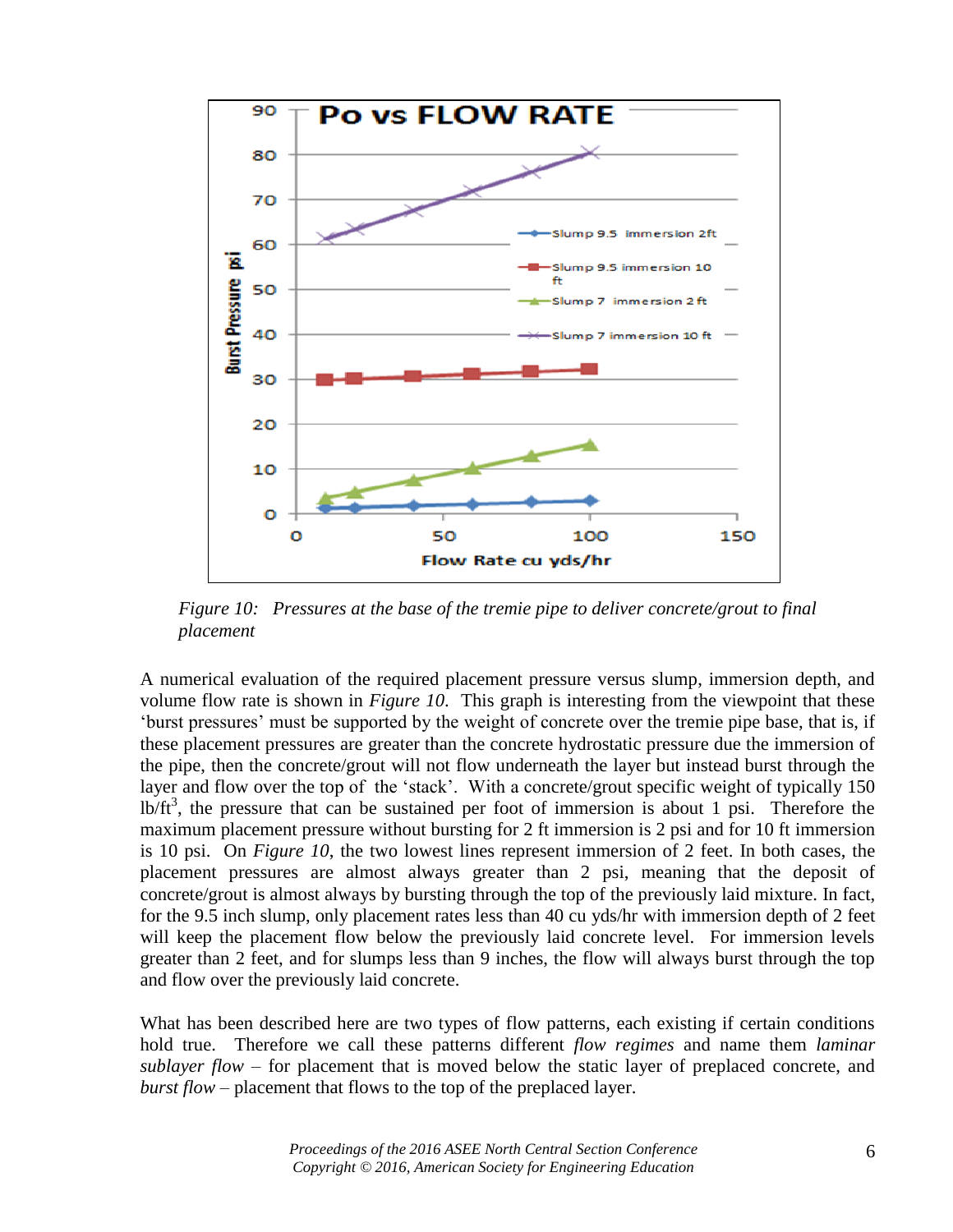*Figure 10: Pressures at the base of the tremie pipe to deliver concrete/grout to final placement*

A numerical evaluation of the required placement pressure versus slump, immersion depth, and volume flow rate is shown in *Figure 10*. This graph is interesting from the viewpoint that these 'burst pressures' must be supported by the weight of concrete over the tremie pipe base, that is, if these placement pressures are greater than the concrete hydrostatic pressure due the immersion of the pipe, then the concrete/grout will not flow underneath the layer but instead burst through the layer and flow over the top of the 'stack'. With a concrete/grout specific weight of typically 150 lb/ft$^3$, the pressure that can be sustained per foot of immersion is about 1 psi. Therefore the maximum placement pressure without bursting for 2 ft immersion is 2 psi and for 10 ft immersion is 10 psi. On *Figure 10*, the two lowest lines represent immersion of 2 feet. In both cases, the placement pressures are almost always greater than 2 psi, meaning that the deposit of concrete/grout is almost always by bursting through the top of the previously laid mixture. In fact, for the 9.5 inch slump, only placement rates less than 40 cu yds/hr with immersion depth of 2 feet will keep the placement flow below the previously laid concrete level. For immersion levels greater than 2 feet, and for slumps less than 9 inches, the flow will always burst through the top and flow over the previously laid concrete.

What has been described here are two types of flow patterns, each existing if certain conditions hold true. Therefore we call these patterns different *flow regimes* and name them *laminar sublayer flow* – for placement that is moved below the static layer of preplaced concrete, and *burst flow* – placement that flows to the top of the preplaced layer.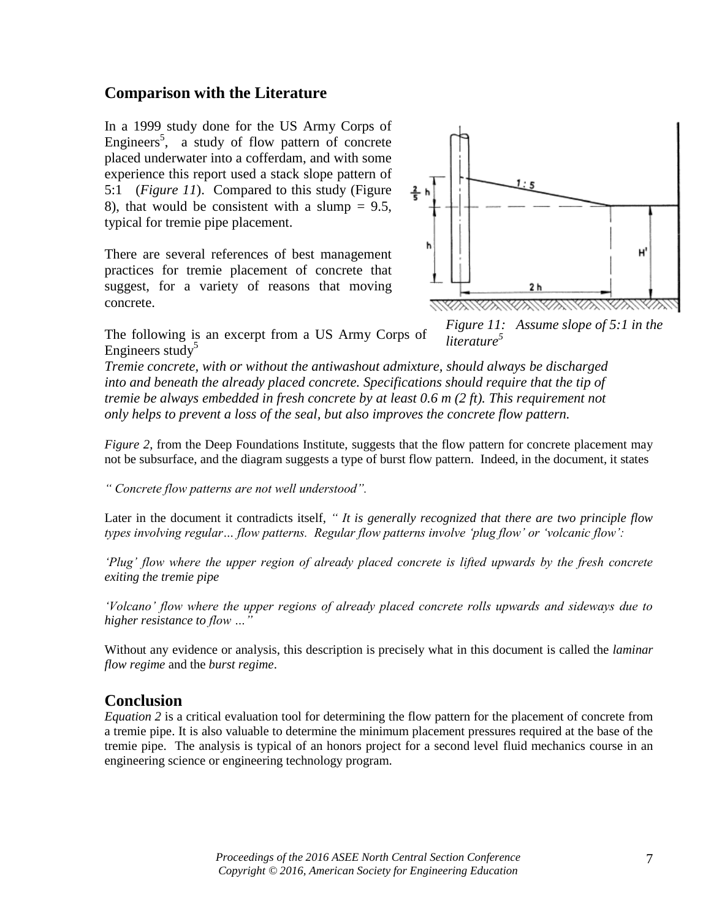## Comparison with the Literature

In a 1999 study done for the US Army Corps of Engineers[5], a study of flow pattern of concrete placed underwater into a cofferdam, and with some experience this report used a stack slope pattern of 5:1 (*Figure 11*). Compared to this study (Figure 8), that would be consistent with a slump = 9.5, typical for tremie pipe placement.

There are several references of best management practices for tremie placement of concrete that suggest, for a variety of reasons that moving concrete.

*Figure 11: Assume slope of 5:1 in the literature[5]*

The following is an excerpt from a US Army Corps of Engineers study[5]

*Tremie concrete, with or without the antiwashout admixture, should always be discharged into and beneath the already placed concrete. Specifications should require that the tip of tremie be always embedded in fresh concrete by at least 0.6 m (2 ft). This requirement not only helps to prevent a loss of the seal, but also improves the concrete flow pattern.*

*Figure 2*, from the Deep Foundations Institute, suggests that the flow pattern for concrete placement may not be subsurface, and the diagram suggests a type of burst flow pattern. Indeed, in the document, it states

*" Concrete flow patterns are not well understood".*

Later in the document it contradicts itself, *" It is generally recognized that there are two principle flow types involving regular… flow patterns. Regular flow patterns involve 'plug flow' or 'volcanic flow':*

*'Plug' flow where the upper region of already placed concrete is lifted upwards by the fresh concrete exiting the tremie pipe*

*'Volcano' flow where the upper regions of already placed concrete rolls upwards and sideways due to higher resistance to flow …"*

Without any evidence or analysis, this description is precisely what in this document is called the *laminar flow regime* and the *burst regime*.

## Conclusion

*Equation 2* is a critical evaluation tool for determining the flow pattern for the placement of concrete from a tremie pipe. It is also valuable to determine the minimum placement pressures required at the base of the tremie pipe. The analysis is typical of an honors project for a second level fluid mechanics course in an engineering science or engineering technology program.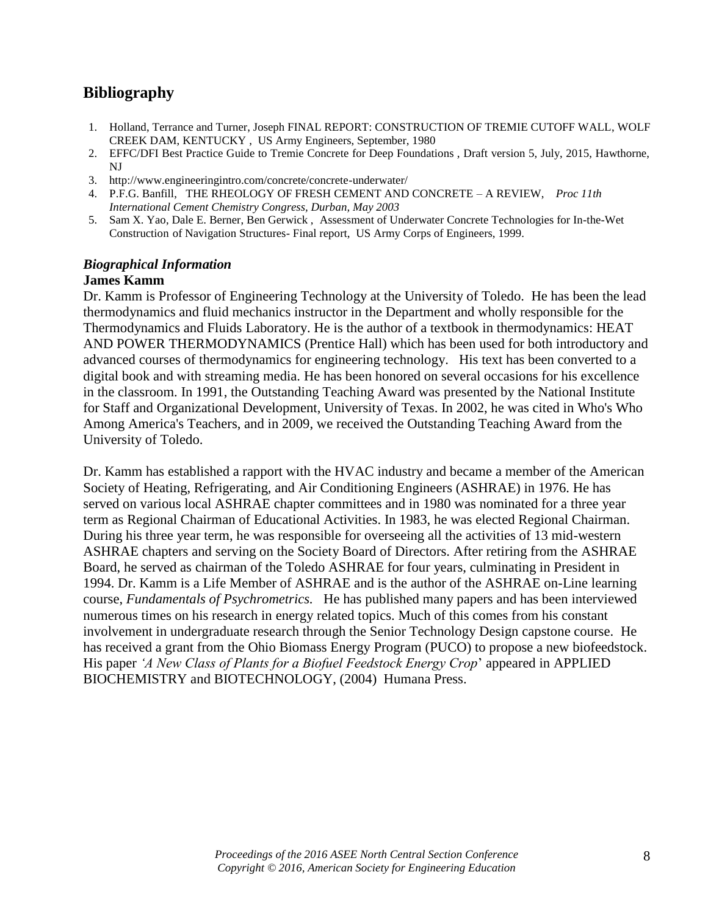## Bibliography

1. Holland, Terrance and Turner, Joseph FINAL REPORT: CONSTRUCTION OF TREMIE CUTOFF WALL, WOLF CREEK DAM, KENTUCKY , US Army Engineers, September, 1980
2. EFFC/DFI Best Practice Guide to Tremie Concrete for Deep Foundations , Draft version 5, July, 2015, Hawthorne, NJ
3. http://www.engineeringintro.com/concrete/concrete-underwater/
4. P.F.G. Banfill, THE RHEOLOGY OF FRESH CEMENT AND CONCRETE – A REVIEW, *Proc 11th International Cement Chemistry Congress, Durban, May 2003*
5. Sam X. Yao, Dale E. Berner, Ben Gerwick , Assessment of Underwater Concrete Technologies for In-the-Wet Construction of Navigation Structures- Final report, US Army Corps of Engineers, 1999.

### *Biographical Information*

**James Kamm**

Dr. Kamm is Professor of Engineering Technology at the University of Toledo. He has been the lead thermodynamics and fluid mechanics instructor in the Department and wholly responsible for the Thermodynamics and Fluids Laboratory. He is the author of a textbook in thermodynamics: HEAT AND POWER THERMODYNAMICS (Prentice Hall) which has been used for both introductory and advanced courses of thermodynamics for engineering technology. His text has been converted to a digital book and with streaming media. He has been honored on several occasions for his excellence in the classroom. In 1991, the Outstanding Teaching Award was presented by the National Institute for Staff and Organizational Development, University of Texas. In 2002, he was cited in Who's Who Among America's Teachers, and in 2009, we received the Outstanding Teaching Award from the University of Toledo.

Dr. Kamm has established a rapport with the HVAC industry and became a member of the American Society of Heating, Refrigerating, and Air Conditioning Engineers (ASHRAE) in 1976. He has served on various local ASHRAE chapter committees and in 1980 was nominated for a three year term as Regional Chairman of Educational Activities. In 1983, he was elected Regional Chairman. During his three year term, he was responsible for overseeing all the activities of 13 mid-western ASHRAE chapters and serving on the Society Board of Directors. After retiring from the ASHRAE Board, he served as chairman of the Toledo ASHRAE for four years, culminating in President in 1994. Dr. Kamm is a Life Member of ASHRAE and is the author of the ASHRAE on-Line learning course, *Fundamentals of Psychrometrics.* He has published many papers and has been interviewed numerous times on his research in energy related topics. Much of this comes from his constant involvement in undergraduate research through the Senior Technology Design capstone course. He has received a grant from the Ohio Biomass Energy Program (PUCO) to propose a new biofeedstock. His paper *'A New Class of Plants for a Biofuel Feedstock Energy Crop*' appeared in APPLIED BIOCHEMISTRY and BIOTECHNOLOGY, (2004) Humana Press.